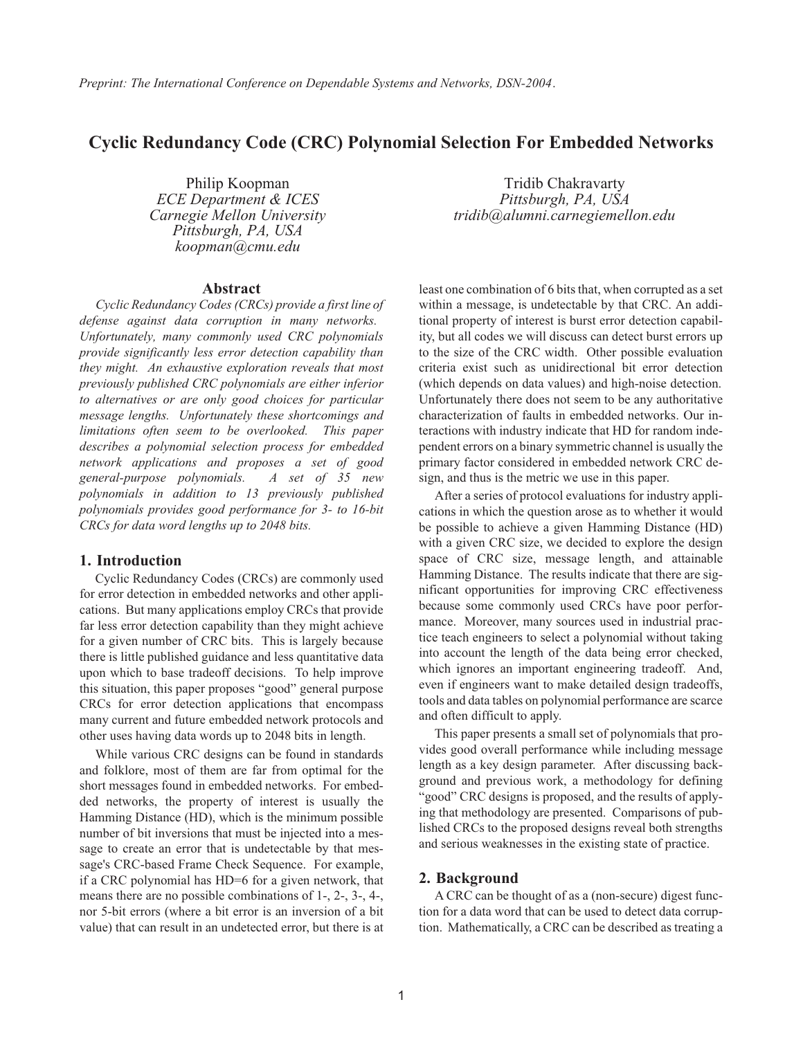*Preprint: The International Conference on Dependable Systems and Networks, DSN-2004.*

# Cyclic Redundancy Code (CRC) Polynomial Selection For Embedded Networks

Philip Koopman
*ECE Department & ICES*
*Carnegie Mellon University*
*Pittsburgh, PA, USA*
*koopman@cmu.edu*

Tridib Chakravarty
*Pittsburgh, PA, USA*
*tridib@alumni.carnegiemellon.edu*

## Abstract

*Cyclic Redundancy Codes (CRCs) provide a first line of defense against data corruption in many networks. Unfortunately, many commonly used CRC polynomials provide significantly less error detection capability than they might. An exhaustive exploration reveals that most previously published CRC polynomials are either inferior to alternatives or are only good choices for particular message lengths. Unfortunately these shortcomings and limitations often seem to be overlooked. This paper describes a polynomial selection process for embedded network applications and proposes a set of good general-purpose polynomials. A set of 35 new polynomials in addition to 13 previously published polynomials provides good performance for 3- to 16-bit CRCs for data word lengths up to 2048 bits.*

## 1. Introduction

Cyclic Redundancy Codes (CRCs) are commonly used for error detection in embedded networks and other applications. But many applications employ CRCs that provide far less error detection capability than they might achieve for a given number of CRC bits. This is largely because there is little published guidance and less quantitative data upon which to base tradeoff decisions. To help improve this situation, this paper proposes "good" general purpose CRCs for error detection applications that encompass many current and future embedded network protocols and other uses having data words up to 2048 bits in length.

While various CRC designs can be found in standards and folklore, most of them are far from optimal for the short messages found in embedded networks. For embedded networks, the property of interest is usually the Hamming Distance (HD), which is the minimum possible number of bit inversions that must be injected into a message to create an error that is undetectable by that message's CRC-based Frame Check Sequence. For example, if a CRC polynomial has HD=6 for a given network, that means there are no possible combinations of 1-, 2-, 3-, 4-, nor 5-bit errors (where a bit error is an inversion of a bit value) that can result in an undetected error, but there is at least one combination of 6 bits that, when corrupted as a set within a message, is undetectable by that CRC. An additional property of interest is burst error detection capability, but all codes we will discuss can detect burst errors up to the size of the CRC width. Other possible evaluation criteria exist such as unidirectional bit error detection (which depends on data values) and high-noise detection. Unfortunately there does not seem to be any authoritative characterization of faults in embedded networks. Our interactions with industry indicate that HD for random independent errors on a binary symmetric channel is usually the primary factor considered in embedded network CRC design, and thus is the metric we use in this paper.

After a series of protocol evaluations for industry applications in which the question arose as to whether it would be possible to achieve a given Hamming Distance (HD) with a given CRC size, we decided to explore the design space of CRC size, message length, and attainable Hamming Distance. The results indicate that there are significant opportunities for improving CRC effectiveness because some commonly used CRCs have poor performance. Moreover, many sources used in industrial practice teach engineers to select a polynomial without taking into account the length of the data being error checked, which ignores an important engineering tradeoff. And, even if engineers want to make detailed design tradeoffs, tools and data tables on polynomial performance are scarce and often difficult to apply.

This paper presents a small set of polynomials that provides good overall performance while including message length as a key design parameter. After discussing background and previous work, a methodology for defining "good" CRC designs is proposed, and the results of applying that methodology are presented. Comparisons of published CRCs to the proposed designs reveal both strengths and serious weaknesses in the existing state of practice.

## 2. Background

A CRC can be thought of as a (non-secure) digest function for a data word that can be used to detect data corruption. Mathematically, a CRC can be described as treating a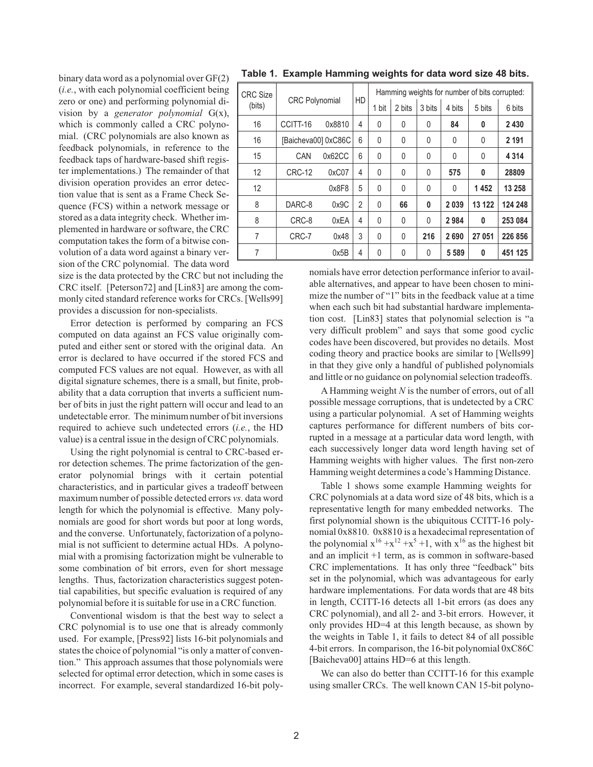binary data word as a polynomial over GF(2) (*i.e.*, with each polynomial coefficient being zero or one) and performing polynomial division by a *generator polynomial* G(x), which is commonly called a CRC polynomial. (CRC polynomials are also known as feedback polynomials, in reference to the feedback taps of hardware-based shift register implementations.) The remainder of that division operation provides an error detection value that is sent as a Frame Check Sequence (FCS) within a network message or stored as a data integrity check. Whether implemented in hardware or software, the CRC computation takes the form of a bitwise convolution of a data word against a binary version of the CRC polynomial. The data word size is the data protected by the CRC but not including the CRC itself. [Peterson72] and [Lin83] are among the commonly cited standard reference works for CRCs. [Wells99] provides a discussion for non-specialists.

**Table 1. Example Hamming weights for data word size 48 bits.**

| CRC Size (bits) | CRC Polynomial | | HD | Hamming weights for number of bits corrupted: | | | | | |
|---|---|---|---|---|---|---|---|---|---|
| | | | | 1 bit | 2 bits | 3 bits | 4 bits | 5 bits | 6 bits |
| 16 | CCITT-16 | 0x8810 | 4 | 0 | 0 | 0 | **84** | **0** | **2 430** |
| 16 | [Baicheva00] | 0xC86C | 6 | 0 | 0 | 0 | 0 | 0 | **2 191** |
| 15 | CAN | 0x62CC | 6 | 0 | 0 | 0 | 0 | 0 | **4 314** |
| 12 | CRC-12 | 0xC07 | 4 | 0 | 0 | 0 | **575** | **0** | **28809** |
| 12 | | 0x8F8 | 5 | 0 | 0 | 0 | 0 | **1 452** | **13 258** |
| 8 | DARC-8 | 0x9C | 2 | 0 | **66** | **0** | **2 039** | **13 122** | **124 248** |
| 8 | CRC-8 | 0xEA | 4 | 0 | 0 | 0 | **2 984** | **0** | **253 084** |
| 7 | CRC-7 | 0x48 | 3 | 0 | 0 | **216** | **2 690** | **27 051** | **226 856** |
| 7 | | 0x5B | 4 | 0 | 0 | 0 | **5 589** | **0** | **451 125** |

Error detection is performed by comparing an FCS computed on data against an FCS value originally computed and either sent or stored with the original data. An error is declared to have occurred if the stored FCS and computed FCS values are not equal. However, as with all digital signature schemes, there is a small, but finite, probability that a data corruption that inverts a sufficient number of bits in just the right pattern will occur and lead to an undetectable error. The minimum number of bit inversions required to achieve such undetected errors (*i.e.*, the HD value) is a central issue in the design of CRC polynomials.

Using the right polynomial is central to CRC-based error detection schemes. The prime factorization of the generator polynomial brings with it certain potential characteristics, and in particular gives a tradeoff between maximum number of possible detected errors *vs.* data word length for which the polynomial is effective. Many polynomials are good for short words but poor at long words, and the converse. Unfortunately, factorization of a polynomial is not sufficient to determine actual HDs. A polynomial with a promising factorization might be vulnerable to some combination of bit errors, even for short message lengths. Thus, factorization characteristics suggest potential capabilities, but specific evaluation is required of any polynomial before it is suitable for use in a CRC function.

Conventional wisdom is that the best way to select a CRC polynomial is to use one that is already commonly used. For example, [Press92] lists 16-bit polynomials and states the choice of polynomial "is only a matter of convention." This approach assumes that those polynomials were selected for optimal error detection, which in some cases is incorrect. For example, several standardized 16-bit polynomials have error detection performance inferior to available alternatives, and appear to have been chosen to minimize the number of "1" bits in the feedback value at a time when each such bit had substantial hardware implementation cost. [Lin83] states that polynomial selection is "a very difficult problem" and says that some good cyclic codes have been discovered, but provides no details. Most coding theory and practice books are similar to [Wells99] in that they give only a handful of published polynomials and little or no guidance on polynomial selection tradeoffs.

A Hamming weight *N* is the number of errors, out of all possible message corruptions, that is undetected by a CRC using a particular polynomial. A set of Hamming weights captures performance for different numbers of bits corrupted in a message at a particular data word length, with each successively longer data word length having set of Hamming weights with higher values. The first non-zero Hamming weight determines a code's Hamming Distance.

Table 1 shows some example Hamming weights for CRC polynomials at a data word size of 48 bits, which is a representative length for many embedded networks. The first polynomial shown is the ubiquitous CCITT-16 polynomial 0x8810. 0x8810 is a hexadecimal representation of the polynomial $x^{16} + x^{12} + x^5 + 1$, with $x^{16}$ as the highest bit and an implicit +1 term, as is common in software-based CRC implementations. It has only three "feedback" bits set in the polynomial, which was advantageous for early hardware implementations. For data words that are 48 bits in length, CCITT-16 detects all 1-bit errors (as does any CRC polynomial), and all 2- and 3-bit errors. However, it only provides HD=4 at this length because, as shown by the weights in Table 1, it fails to detect 84 of all possible 4-bit errors. In comparison, the 16-bit polynomial 0xC86C [Baicheva00] attains HD=6 at this length.

We can also do better than CCITT-16 for this example using smaller CRCs. The well known CAN 15-bit polyno-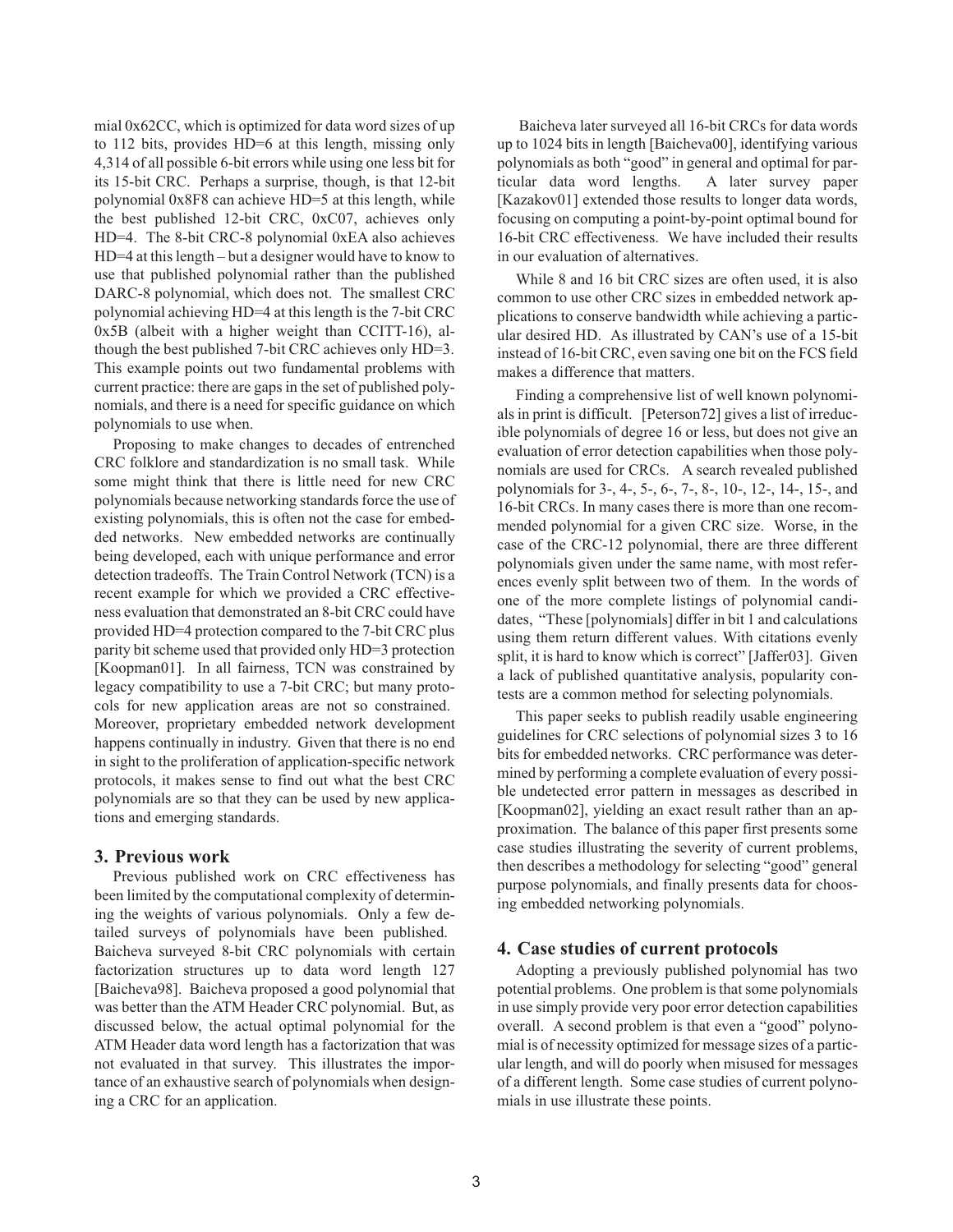mial 0x62CC, which is optimized for data word sizes of up to 112 bits, provides HD=6 at this length, missing only 4,314 of all possible 6-bit errors while using one less bit for its 15-bit CRC. Perhaps a surprise, though, is that 12-bit polynomial 0x8F8 can achieve HD=5 at this length, while the best published 12-bit CRC, 0xC07, achieves only HD=4. The 8-bit CRC-8 polynomial 0xEA also achieves HD=4 at this length – but a designer would have to know to use that published polynomial rather than the published DARC-8 polynomial, which does not. The smallest CRC polynomial achieving HD=4 at this length is the 7-bit CRC 0x5B (albeit with a higher weight than CCITT-16), although the best published 7-bit CRC achieves only HD=3. This example points out two fundamental problems with current practice: there are gaps in the set of published polynomials, and there is a need for specific guidance on which polynomials to use when.

Proposing to make changes to decades of entrenched CRC folklore and standardization is no small task. While some might think that there is little need for new CRC polynomials because networking standards force the use of existing polynomials, this is often not the case for embedded networks. New embedded networks are continually being developed, each with unique performance and error detection tradeoffs. The Train Control Network (TCN) is a recent example for which we provided a CRC effectiveness evaluation that demonstrated an 8-bit CRC could have provided HD=4 protection compared to the 7-bit CRC plus parity bit scheme used that provided only HD=3 protection [Koopman01]. In all fairness, TCN was constrained by legacy compatibility to use a 7-bit CRC; but many protocols for new application areas are not so constrained. Moreover, proprietary embedded network development happens continually in industry. Given that there is no end in sight to the proliferation of application-specific network protocols, it makes sense to find out what the best CRC polynomials are so that they can be used by new applications and emerging standards.

## 3. Previous work

Previous published work on CRC effectiveness has been limited by the computational complexity of determining the weights of various polynomials. Only a few detailed surveys of polynomials have been published. Baicheva surveyed 8-bit CRC polynomials with certain factorization structures up to data word length 127 [Baicheva98]. Baicheva proposed a good polynomial that was better than the ATM Header CRC polynomial. But, as discussed below, the actual optimal polynomial for the ATM Header data word length has a factorization that was not evaluated in that survey. This illustrates the importance of an exhaustive search of polynomials when designing a CRC for an application.

Baicheva later surveyed all 16-bit CRCs for data words up to 1024 bits in length [Baicheva00], identifying various polynomials as both "good" in general and optimal for particular data word lengths. A later survey paper [Kazakov01] extended those results to longer data words, focusing on computing a point-by-point optimal bound for 16-bit CRC effectiveness. We have included their results in our evaluation of alternatives.

While 8 and 16 bit CRC sizes are often used, it is also common to use other CRC sizes in embedded network applications to conserve bandwidth while achieving a particular desired HD. As illustrated by CAN's use of a 15-bit instead of 16-bit CRC, even saving one bit on the FCS field makes a difference that matters.

Finding a comprehensive list of well known polynomials in print is difficult. [Peterson72] gives a list of irreducible polynomials of degree 16 or less, but does not give an evaluation of error detection capabilities when those polynomials are used for CRCs. A search revealed published polynomials for 3-, 4-, 5-, 6-, 7-, 8-, 10-, 12-, 14-, 15-, and 16-bit CRCs. In many cases there is more than one recommended polynomial for a given CRC size. Worse, in the case of the CRC-12 polynomial, there are three different polynomials given under the same name, with most references evenly split between two of them. In the words of one of the more complete listings of polynomial candidates, "These [polynomials] differ in bit 1 and calculations using them return different values. With citations evenly split, it is hard to know which is correct" [Jaffer03]. Given a lack of published quantitative analysis, popularity contests are a common method for selecting polynomials.

This paper seeks to publish readily usable engineering guidelines for CRC selections of polynomial sizes 3 to 16 bits for embedded networks. CRC performance was determined by performing a complete evaluation of every possible undetected error pattern in messages as described in [Koopman02], yielding an exact result rather than an approximation. The balance of this paper first presents some case studies illustrating the severity of current problems, then describes a methodology for selecting "good" general purpose polynomials, and finally presents data for choosing embedded networking polynomials.

## 4. Case studies of current protocols

Adopting a previously published polynomial has two potential problems. One problem is that some polynomials in use simply provide very poor error detection capabilities overall. A second problem is that even a "good" polynomial is of necessity optimized for message sizes of a particular length, and will do poorly when misused for messages of a different length. Some case studies of current polynomials in use illustrate these points.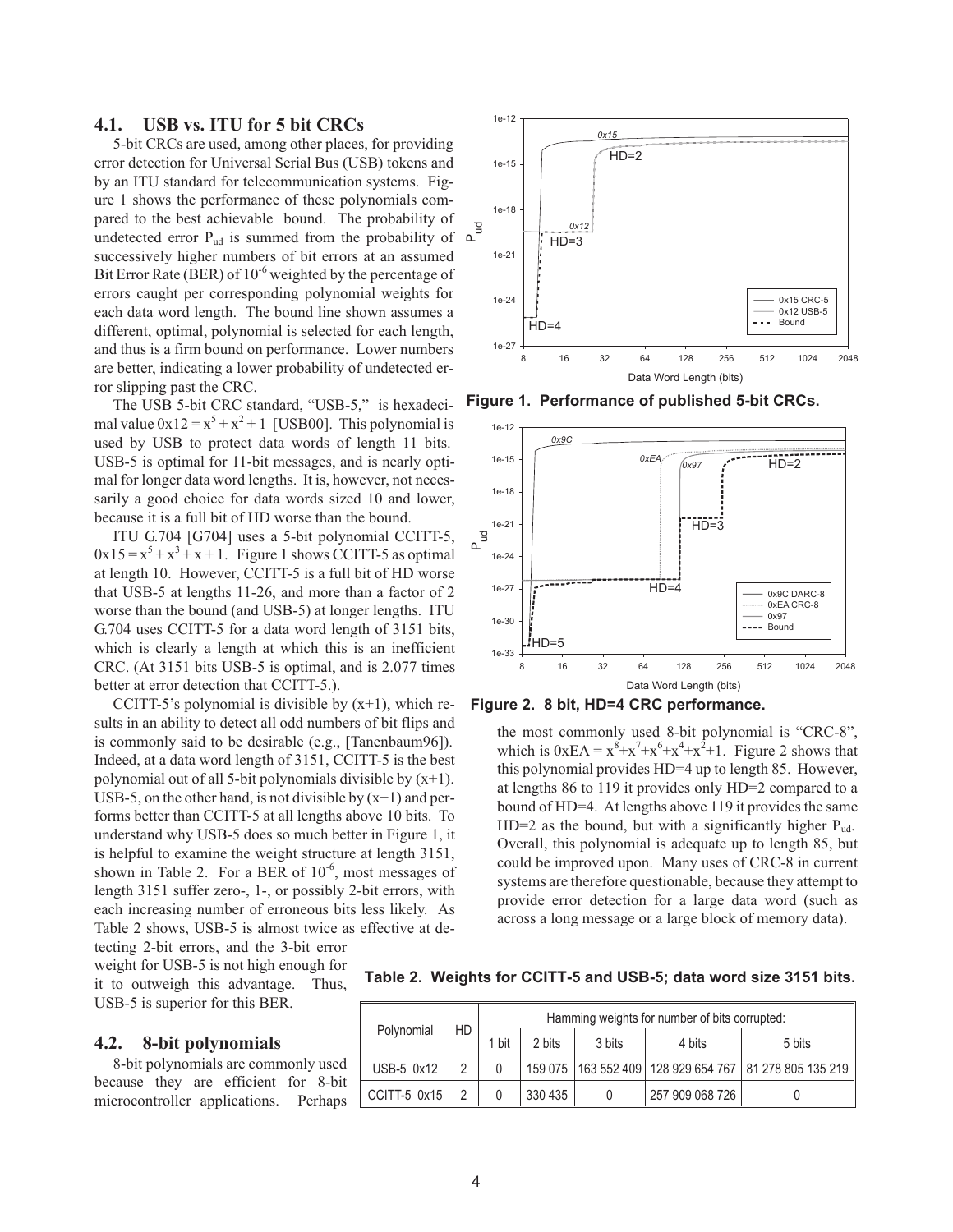## 4.1. USB vs. ITU for 5 bit CRCs

5-bit CRCs are used, among other places, for providing error detection for Universal Serial Bus (USB) tokens and by an ITU standard for telecommunication systems. Figure 1 shows the performance of these polynomials compared to the best achievable bound. The probability of undetected error $P_{ud}$ is summed from the probability of successively higher numbers of bit errors at an assumed Bit Error Rate (BER) of $10^{-6}$ weighted by the percentage of errors caught per corresponding polynomial weights for each data word length. The bound line shown assumes a different, optimal, polynomial is selected for each length, and thus is a firm bound on performance. Lower numbers are better, indicating a lower probability of undetected error slipping past the CRC.

The USB 5-bit CRC standard, "USB-5," is hexadecimal value $0x12 = x^5 + x^2 + 1$ [USB00]. This polynomial is used by USB to protect data words of length 11 bits. USB-5 is optimal for 11-bit messages, and is nearly optimal for longer data word lengths. It is, however, not necessarily a good choice for data words sized 10 and lower, because it is a full bit of HD worse than the bound.

ITU G.704 [G704] uses a 5-bit polynomial CCITT-5, $0x15 = x^5 + x^3 + x + 1$. Figure 1 shows CCITT-5 as optimal at length 10. However, CCITT-5 is a full bit of HD worse that USB-5 at lengths 11-26, and more than a factor of 2 worse than the bound (and USB-5) at longer lengths. ITU G.704 uses CCITT-5 for a data word length of 3151 bits, which is clearly a length at which this is an inefficient CRC. (At 3151 bits USB-5 is optimal, and is 2.077 times better at error detection that CCITT-5.).

CCITT-5's polynomial is divisible by $(x+1)$, which results in an ability to detect all odd numbers of bit flips and is commonly said to be desirable (e.g., [Tanenbaum96]). Indeed, at a data word length of 3151, CCITT-5 is the best polynomial out of all 5-bit polynomials divisible by $(x+1)$. USB-5, on the other hand, is not divisible by $(x+1)$ and performs better than CCITT-5 at all lengths above 10 bits. To understand why USB-5 does so much better in Figure 1, it is helpful to examine the weight structure at length 3151, shown in Table 2. For a BER of $10^{-6}$, most messages of length 3151 suffer zero-, 1-, or possibly 2-bit errors, with each increasing number of erroneous bits less likely. As Table 2 shows, USB-5 is almost twice as effective at detecting 2-bit errors, and the 3-bit error weight for USB-5 is not high enough for it to outweigh this advantage. Thus, USB-5 is superior for this BER.

**Figure 1. Performance of published 5-bit CRCs.**

**Figure 2. 8 bit, HD=4 CRC performance.**

## 4.2. 8-bit polynomials

8-bit polynomials are commonly used because they are efficient for 8-bit microcontroller applications. Perhaps the most commonly used 8-bit polynomial is "CRC-8", which is $0xEA = x^8+x^7+x^6+x^4+x^2+1$. Figure 2 shows that this polynomial provides HD=4 up to length 85. However, at lengths 86 to 119 it provides only HD=2 compared to a bound of HD=4. At lengths above 119 it provides the same HD=2 as the bound, but with a significantly higher $P_{ud}$. Overall, this polynomial is adequate up to length 85, but could be improved upon. Many uses of CRC-8 in current systems are therefore questionable, because they attempt to provide error detection for a large data word (such as across a long message or a large block of memory data).

**Table 2. Weights for CCITT-5 and USB-5; data word size 3151 bits.**

| Polynomial | HD | Hamming weights for number of bits corrupted: | | | | |
|---|---|---|---|---|---|---|
| | | 1 bit | 2 bits | 3 bits | 4 bits | 5 bits |
| USB-5 0x12 | 2 | 0 | 159 075 | 163 552 409 | 128 929 654 767 | 81 278 805 135 219 |
| CCITT-5 0x15 | 2 | 0 | 330 435 | 0 | 257 909 068 726 | 0 |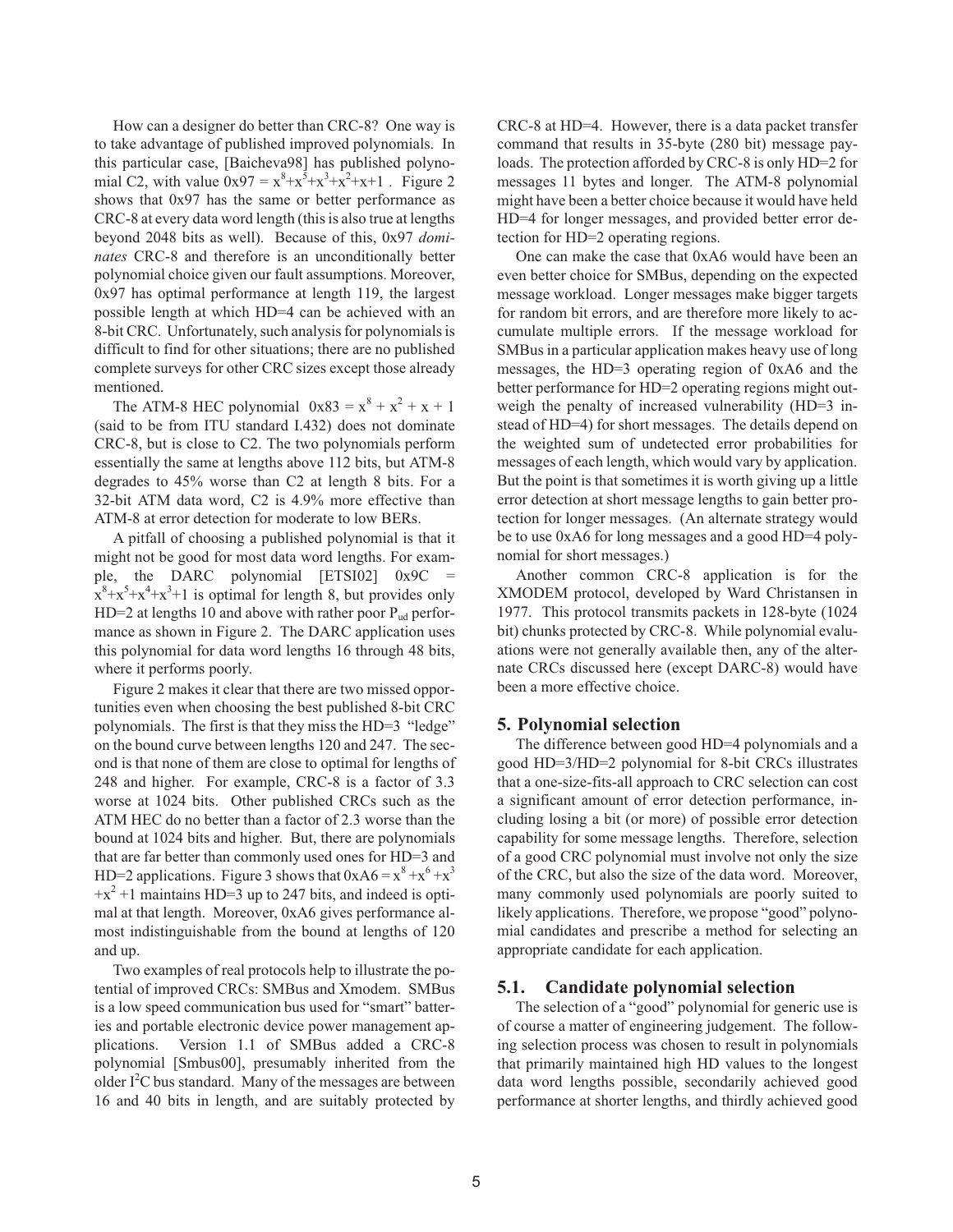How can a designer do better than CRC-8? One way is to take advantage of published improved polynomials. In this particular case, [Baicheva98] has published polynomial C2, with value $0x97 = x^8+x^5+x^3+x^2+x+1$ . Figure 2 shows that 0x97 has the same or better performance as CRC-8 at every data word length (this is also true at lengths beyond 2048 bits as well). Because of this, 0x97 *dominates* CRC-8 and therefore is an unconditionally better polynomial choice given our fault assumptions. Moreover, 0x97 has optimal performance at length 119, the largest possible length at which HD=4 can be achieved with an 8-bit CRC. Unfortunately, such analysis for polynomials is difficult to find for other situations; there are no published complete surveys for other CRC sizes except those already mentioned.

The ATM-8 HEC polynomial $0x83 = x^8 + x^2 + x + 1$ (said to be from ITU standard I.432) does not dominate CRC-8, but is close to C2. The two polynomials perform essentially the same at lengths above 112 bits, but ATM-8 degrades to 45% worse than C2 at length 8 bits. For a 32-bit ATM data word, C2 is 4.9% more effective than ATM-8 at error detection for moderate to low BERs.

A pitfall of choosing a published polynomial is that it might not be good for most data word lengths. For example, the DARC polynomial [ETSI02] $0x9C = x^8+x^5+x^4+x^3+1$ is optimal for length 8, but provides only HD=2 at lengths 10 and above with rather poor $P_{ud}$ performance as shown in Figure 2. The DARC application uses this polynomial for data word lengths 16 through 48 bits, where it performs poorly.

Figure 2 makes it clear that there are two missed opportunities even when choosing the best published 8-bit CRC polynomials. The first is that they miss the HD=3 "ledge" on the bound curve between lengths 120 and 247. The second is that none of them are close to optimal for lengths of 248 and higher. For example, CRC-8 is a factor of 3.3 worse at 1024 bits. Other published CRCs such as the ATM HEC do no better than a factor of 2.3 worse than the bound at 1024 bits and higher. But, there are polynomials that are far better than commonly used ones for HD=3 and HD=2 applications. Figure 3 shows that $0xA6 = x^8 +x^6 +x^3 +x^2 +1$ maintains HD=3 up to 247 bits, and indeed is optimal at that length. Moreover, 0xA6 gives performance almost indistinguishable from the bound at lengths of 120 and up.

Two examples of real protocols help to illustrate the potential of improved CRCs: SMBus and Xmodem. SMBus is a low speed communication bus used for "smart" batteries and portable electronic device power management applications. Version 1.1 of SMBus added a CRC-8 polynomial [Smbus00], presumably inherited from the older $I^2C$ bus standard. Many of the messages are between 16 and 40 bits in length, and are suitably protected by CRC-8 at HD=4. However, there is a data packet transfer command that results in 35-byte (280 bit) message payloads. The protection afforded by CRC-8 is only HD=2 for messages 11 bytes and longer. The ATM-8 polynomial might have been a better choice because it would have held HD=4 for longer messages, and provided better error detection for HD=2 operating regions.

One can make the case that 0xA6 would have been an even better choice for SMBus, depending on the expected message workload. Longer messages make bigger targets for random bit errors, and are therefore more likely to accumulate multiple errors. If the message workload for SMBus in a particular application makes heavy use of long messages, the HD=3 operating region of 0xA6 and the better performance for HD=2 operating regions might outweigh the penalty of increased vulnerability (HD=3 instead of HD=4) for short messages. The details depend on the weighted sum of undetected error probabilities for messages of each length, which would vary by application. But the point is that sometimes it is worth giving up a little error detection at short message lengths to gain better protection for longer messages. (An alternate strategy would be to use 0xA6 for long messages and a good HD=4 polynomial for short messages.)

Another common CRC-8 application is for the XMODEM protocol, developed by Ward Christansen in 1977. This protocol transmits packets in 128-byte (1024 bit) chunks protected by CRC-8. While polynomial evaluations were not generally available then, any of the alternate CRCs discussed here (except DARC-8) would have been a more effective choice.

## 5. Polynomial selection

The difference between good HD=4 polynomials and a good HD=3/HD=2 polynomial for 8-bit CRCs illustrates that a one-size-fits-all approach to CRC selection can cost a significant amount of error detection performance, including losing a bit (or more) of possible error detection capability for some message lengths. Therefore, selection of a good CRC polynomial must involve not only the size of the CRC, but also the size of the data word. Moreover, many commonly used polynomials are poorly suited to likely applications. Therefore, we propose "good" polynomial candidates and prescribe a method for selecting an appropriate candidate for each application.

### 5.1. Candidate polynomial selection

The selection of a "good" polynomial for generic use is of course a matter of engineering judgement. The following selection process was chosen to result in polynomials that primarily maintained high HD values to the longest data word lengths possible, secondarily achieved good performance at shorter lengths, and thirdly achieved good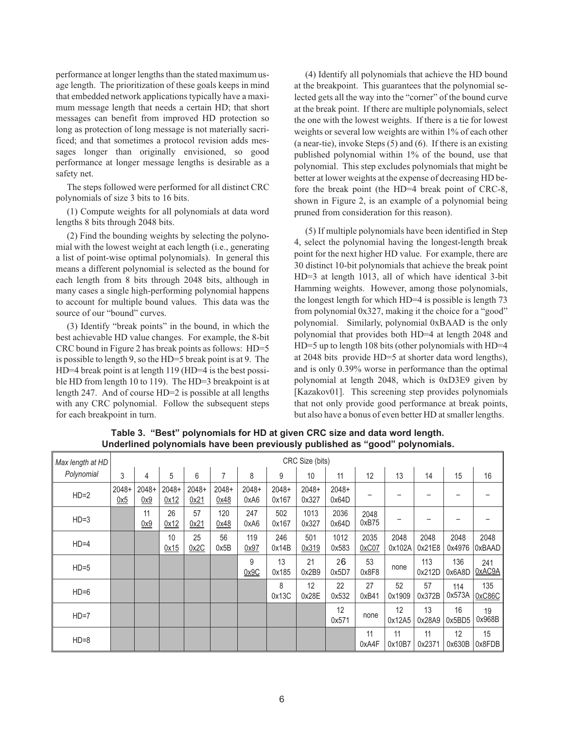performance at longer lengths than the stated maximum usage length. The prioritization of these goals keeps in mind that embedded network applications typically have a maximum message length that needs a certain HD; that short messages can benefit from improved HD protection so long as protection of long message is not materially sacrificed; and that sometimes a protocol revision adds messages longer than originally envisioned, so good performance at longer message lengths is desirable as a safety net.

The steps followed were performed for all distinct CRC polynomials of size 3 bits to 16 bits.

(1) Compute weights for all polynomials at data word lengths 8 bits through 2048 bits.

(2) Find the bounding weights by selecting the polynomial with the lowest weight at each length (i.e., generating a list of point-wise optimal polynomials). In general this means a different polynomial is selected as the bound for each length from 8 bits through 2048 bits, although in many cases a single high-performing polynomial happens to account for multiple bound values. This data was the source of our "bound" curves.

(3) Identify "break points" in the bound, in which the best achievable HD value changes. For example, the 8-bit CRC bound in Figure 2 has break points as follows: HD=5 is possible to length 9, so the HD=5 break point is at 9. The HD=4 break point is at length 119 (HD=4 is the best possible HD from length 10 to 119). The HD=3 breakpoint is at length 247. And of course HD=2 is possible at all lengths with any CRC polynomial. Follow the subsequent steps for each breakpoint in turn.

(4) Identify all polynomials that achieve the HD bound at the breakpoint. This guarantees that the polynomial selected gets all the way into the "corner" of the bound curve at the break point. If there are multiple polynomials, select the one with the lowest weights. If there is a tie for lowest weights or several low weights are within 1% of each other (a near-tie), invoke Steps (5) and (6). If there is an existing published polynomial within 1% of the bound, use that polynomial. This step excludes polynomials that might be better at lower weights at the expense of decreasing HD before the break point (the HD=4 break point of CRC-8, shown in Figure 2, is an example of a polynomial being pruned from consideration for this reason).

(5) If multiple polynomials have been identified in Step 4, select the polynomial having the longest-length break point for the next higher HD value. For example, there are 30 distinct 10-bit polynomials that achieve the break point HD=3 at length 1013, all of which have identical 3-bit Hamming weights. However, among those polynomials, the longest length for which HD=4 is possible is length 73 from polynomial 0x327, making it the choice for a "good" polynomial. Similarly, polynomial 0xBAAD is the only polynomial that provides both HD=4 at length 2048 and HD=5 up to length 108 bits (other polynomials with HD=4 at 2048 bits provide HD=5 at shorter data word lengths), and is only 0.39% worse in performance than the optimal polynomial at length 2048, which is 0xD3E9 given by [Kazakov01]. This screening step provides polynomials that not only provide good performance at break points, but also have a bonus of even better HD at smaller lengths.

**Table 3. "Best" polynomials for HD at given CRC size and data word length. Underlined polynomials have been previously published as "good" polynomials.**

| *Max length at HD* | CRC Size (bits) | | | | | | | | | | | | | |
|---|---|---|---|---|---|---|---|---|---|---|---|---|---|---|
| *Polynomial* | 3 | 4 | 5 | 6 | 7 | 8 | 9 | 10 | 11 | 12 | 13 | 14 | 15 | 16 |
| HD=2 | 2048+ <u>0x5</u> | 2048+ <u>0x9</u> | 2048+ <u>0x12</u> | 2048+ <u>0x21</u> | 2048+ <u>0x48</u> | 2048+ 0xA6 | 2048+ 0x167 | 2048+ 0x327 | 2048+ 0x64D | – | – | – | – | – |
| HD=3 | | 11 <u>0x9</u> | 26 <u>0x12</u> | 57 <u>0x21</u> | 120 <u>0x48</u> | 247 0xA6 | 502 0x167 | 1013 0x327 | 2036 0x64D | 2048 0xB75 | – | – | – | – |
| HD=4 | | | 10 <u>0x15</u> | 25 <u>0x2C</u> | 56 0x5B | 119 <u>0x97</u> | 246 0x14B | 501 <u>0x319</u> | 1012 0x583 | 2035 <u>0xC07</u> | 2048 0x102A | 2048 0x21E8 | 2048 0x4976 | 2048 0xBAAD |
| HD=5 | | | | | | 9 <u>0x9C</u> | 13 0x185 | 21 0x2B9 | 26 0x5D7 | 53 0x8F8 | none | 113 0x212D | 136 0x6A8D | 241 <u>0xAC9A</u> |
| HD=6 | | | | | | | 8 0x13C | 12 0x28E | 22 0x532 | 27 0xB41 | 52 0x1909 | 57 0x372B | 114 0x573A | 135 <u>0xC86C</u> |
| HD=7 | | | | | | | | | 12 0x571 | none | 12 0x12A5 | 13 0x28A9 | 16 0x5BD5 | 19 0x968B |
| HD=8 | | | | | | | | | | 11 0xA4F | 11 0x10B7 | 11 0x2371 | 12 0x630B | 15 0x8FDB |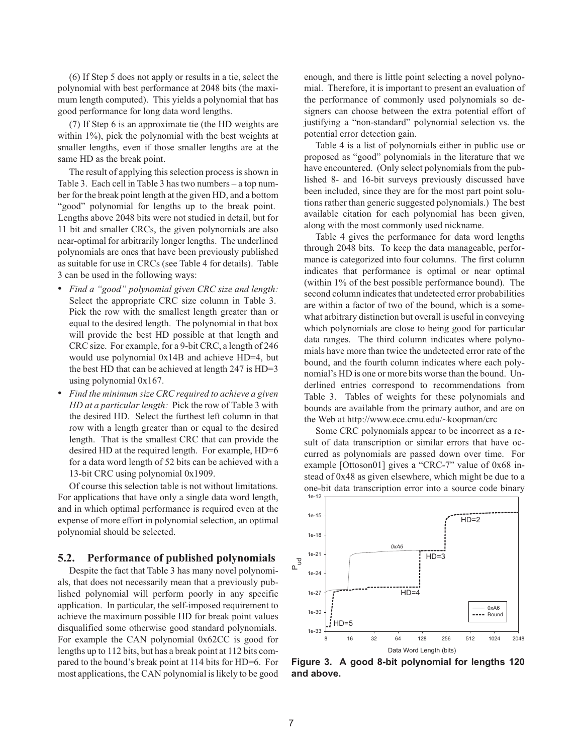(6) If Step 5 does not apply or results in a tie, select the polynomial with best performance at 2048 bits (the maximum length computed). This yields a polynomial that has good performance for long data word lengths.

(7) If Step 6 is an approximate tie (the HD weights are within 1%), pick the polynomial with the best weights at smaller lengths, even if those smaller lengths are at the same HD as the break point.

The result of applying this selection process is shown in Table 3. Each cell in Table 3 has two numbers – a top number for the break point length at the given HD, and a bottom "good" polynomial for lengths up to the break point. Lengths above 2048 bits were not studied in detail, but for 11 bit and smaller CRCs, the given polynomials are also near-optimal for arbitrarily longer lengths. The underlined polynomials are ones that have been previously published as suitable for use in CRCs (see Table 4 for details). Table 3 can be used in the following ways:

- *Find a "good" polynomial given CRC size and length:* Select the appropriate CRC size column in Table 3. Pick the row with the smallest length greater than or equal to the desired length. The polynomial in that box will provide the best HD possible at that length and CRC size. For example, for a 9-bit CRC, a length of 246 would use polynomial 0x14B and achieve HD=4, but the best HD that can be achieved at length 247 is HD=3 using polynomial 0x167.
- *Find the minimum size CRC required to achieve a given HD at a particular length:* Pick the row of Table 3 with the desired HD. Select the furthest left column in that row with a length greater than or equal to the desired length. That is the smallest CRC that can provide the desired HD at the required length. For example, HD=6 for a data word length of 52 bits can be achieved with a 13-bit CRC using polynomial 0x1909.

Of course this selection table is not without limitations. For applications that have only a single data word length, and in which optimal performance is required even at the expense of more effort in polynomial selection, an optimal polynomial should be selected.

## 5.2. Performance of published polynomials

Despite the fact that Table 3 has many novel polynomials, that does not necessarily mean that a previously published polynomial will perform poorly in any specific application. In particular, the self-imposed requirement to achieve the maximum possible HD for break point values disqualified some otherwise good standard polynomials. For example the CAN polynomial 0x62CC is good for lengths up to 112 bits, but has a break point at 112 bits compared to the bound's break point at 114 bits for HD=6. For most applications, the CAN polynomial is likely to be good enough, and there is little point selecting a novel polynomial. Therefore, it is important to present an evaluation of the performance of commonly used polynomials so designers can choose between the extra potential effort of justifying a "non-standard" polynomial selection vs. the potential error detection gain.

Table 4 is a list of polynomials either in public use or proposed as "good" polynomials in the literature that we have encountered. (Only select polynomials from the published 8- and 16-bit surveys previously discussed have been included, since they are for the most part point solutions rather than generic suggested polynomials.) The best available citation for each polynomial has been given, along with the most commonly used nickname.

Table 4 gives the performance for data word lengths through 2048 bits. To keep the data manageable, performance is categorized into four columns. The first column indicates that performance is optimal or near optimal (within 1% of the best possible performance bound). The second column indicates that undetected error probabilities are within a factor of two of the bound, which is a somewhat arbitrary distinction but overall is useful in conveying which polynomials are close to being good for particular data ranges. The third column indicates where polynomials have more than twice the undetected error rate of the bound, and the fourth column indicates where each polynomial's HD is one or more bits worse than the bound. Underlined entries correspond to recommendations from Table 3. Tables of weights for these polynomials and bounds are available from the primary author, and are on the Web at http://www.ece.cmu.edu/~koopman/crc

Some CRC polynomials appear to be incorrect as a result of data transcription or similar errors that have occurred as polynomials are passed down over time. For example [Ottoson01] gives a "CRC-7" value of 0x68 instead of 0x48 as given elsewhere, which might be due to a one-bit data transcription error into a source code binary

**Figure 3. A good 8-bit polynomial for lengths 120 and above.**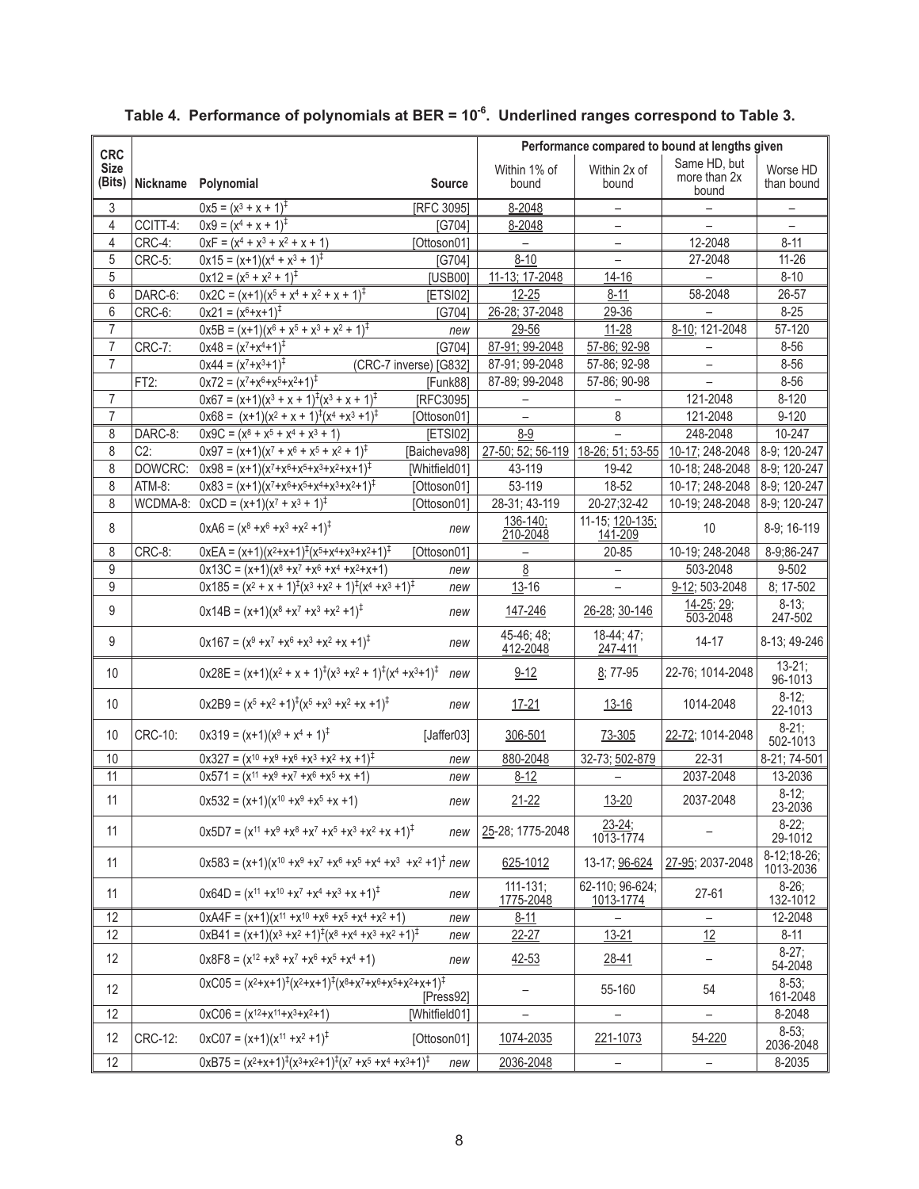**Table 4. Performance of polynomials at BER = $10^{-6}$. Underlined ranges correspond to Table 3.**

| CRC Size (Bits) | Nickname | Polynomial | Source | Within 1% of bound | Within 2x of bound | Same HD, but more than 2x bound | Worse HD than bound |
|---|---|---|---|---|---|---|---|
| | | | | Performance compared to bound at lengths given | | | |
| 3 | | $0x5 = (x^3 + x + 1)^‡$ | [RFC 3095] | 8-2048 | – | – | – |
| 4 | CCITT-4: | $0x9 = (x^4 + x + 1)^‡$ | [G704] | 8-2048 | – | – | – |
| 4 | CRC-4: | $0xF = (x^4 + x^3 + x^2 + x + 1)$ | [Ottoson01] | – | – | 12-2048 | 8-11 |
| 5 | CRC-5: | $0x15 = (x+1)(x^4 + x^3 + 1)^‡$ | [G704] | 8-10 | – | 27-2048 | 11-26 |
| 5 | | $0x12 = (x^5 + x^2 + 1)^‡$ | [USB00] | 11-13; 17-2048 | 14-16 | – | 8-10 |
| 6 | DARC-6: | $0x2C = (x+1)(x^5 + x^4 + x^2 + x + 1)^‡$ | [ETSI02] | 12-25 | 8-11 | 58-2048 | 26-57 |
| 6 | CRC-6: | $0x21 = (x^6+x+1)^‡$ | [G704] | 26-28; 37-2048 | 29-36 | – | 8-25 |
| 7 | | $0x5B = (x+1)(x^6 + x^5 + x^3 + x^2 + 1)^‡$ | new | 29-56 | 11-28 | 8-10; 121-2048 | 57-120 |
| 7 | CRC-7: | $0x48 = (x^7+x^4+1)^‡$ | [G704] | 87-91; 99-2048 | 57-86; 92-98 | – | 8-56 |
| 7 | | $0x44 = (x^7+x^3+1)^‡$ | (CRC-7 inverse) [G832] | 87-91; 99-2048 | 57-86; 92-98 | – | 8-56 |
| | FT2: | $0x72 = (x^7+x^6+x^5+x^2+1)^‡$ | [Funk88] | 87-89; 99-2048 | 57-86; 90-98 | – | 8-56 |
| 7 | | $0x67 = (x+1)(x^3 + x + 1)^‡(x^3 + x + 1)^‡$ | [RFC3095] | – | – | 121-2048 | 8-120 |
| 7 | | $0x68 = (x+1)(x^2 + x + 1)^‡(x^4 + x^3 + 1)^‡$ | [Ottoson01] | – | 8 | 121-2048 | 9-120 |
| 8 | DARC-8: | $0x9C = (x^8 + x^5 + x^4 + x^3 + 1)$ | [ETSI02] | 8-9 | – | 248-2048 | 10-247 |
| 8 | C2: | $0x97 = (x+1)(x^7 + x^6 + x^5 + x^2 + 1)^‡$ | [Baicheva98] | 27-50; 52; 56-119 | 18-26; 51; 53-55 | 10-17; 248-2048 | 8-9; 120-247 |
| 8 | DOWCRC: | $0x98 = (x+1)(x^7+x^6+x^5+x^3+x^2+x+1)^‡$ | [Whitfield01] | 43-119 | 19-42 | 10-18; 248-2048 | 8-9; 120-247 |
| 8 | ATM-8: | $0x83 = (x+1)(x^7+x^6+x^5+x^4+x^3+x^2+1)^‡$ | [Ottoson01] | 53-119 | 18-52 | 10-17; 248-2048 | 8-9; 120-247 |
| 8 | WCDMA-8: | $0xCD = (x+1)(x^7 + x^3 + 1)^‡$ | [Ottoson01] | 28-31; 43-119 | 20-27;32-42 | 10-19; 248-2048 | 8-9; 120-247 |
| 8 | | $0xA6 = (x^8 + x^6 + x^3 + x^2 + 1)^‡$ | new | 136-140; 210-2048 | 11-15; 120-135; 141-209 | 10 | 8-9; 16-119 |
| 8 | CRC-8: | $0xEA = (x+1)(x^2+x+1)^‡(x^5+x^4+x^3+x^2+1)^‡$ | [Ottoson01] | – | 20-85 | 10-19; 248-2048 | 8-9;86-247 |
| 9 | | $0x13C = (x+1)(x^8 + x^7 + x^6 + x^4 + x^2+x+1)$ | new | 8 | – | 503-2048 | 9-502 |
| 9 | | $0x185 = (x^2 + x + 1)^‡(x^3 + x^2 + 1)^‡(x^4 + x^3 + 1)^‡$ | new | 13-16 | – | 9-12; 503-2048 | 8; 17-502 |
| 9 | | $0x14B = (x+1)(x^8 + x^7 + x^3 + x^2 + 1)^‡$ | new | 147-246 | 26-28; 30-146 | 14-25; 29; 503-2048 | 8-13; 247-502 |
| 9 | | $0x167 = (x^9 + x^7 + x^6 + x^3 + x^2 + x + 1)^‡$ | new | 45-46; 48; 412-2048 | 18-44; 47; 247-411 | 14-17 | 8-13; 49-246 |
| 10 | | $0x28E = (x+1)(x^2 + x + 1)^‡(x^3 + x^2 + 1)^‡(x^4 + x^3+1)^‡$ | new | 9-12 | 8; 77-95 | 22-76; 1014-2048 | 13-21; 96-1013 |
| 10 | | $0x2B9 = (x^5 + x^2 + 1)^‡(x^5 + x^3 + x^2 + x + 1)^‡$ | new | 17-21 | 13-16 | 1014-2048 | 8-12; 22-1013 |
| 10 | CRC-10: | $0x319 = (x+1)(x^9 + x^4 + 1)^‡$ | [Jaffer03] | 306-501 | 73-305 | 22-72; 1014-2048 | 8-21; 502-1013 |
| 10 | | $0x327 = (x^{10} + x^9 + x^6 + x^3 + x^2 + x + 1)^‡$ | new | 880-2048 | 32-73; 502-879 | 22-31 | 8-21; 74-501 |
| 11 | | $0x571 = (x^{11} + x^9 + x^7 + x^6 + x^5 + x + 1)$ | new | 8-12 | – | 2037-2048 | 13-2036 |
| 11 | | $0x532 = (x+1)(x^{10} + x^9 + x^5 + x + 1)$ | new | 21-22 | 13-20 | 2037-2048 | 8-12; 23-2036 |
| 11 | | $0x5D7 = (x^{11} + x^9 + x^8 + x^7 + x^5 + x^3 + x^2 + x + 1)^‡$ | new | 25-28; 1775-2048 | 23-24; 1013-1774 | – | 8-22; 29-1012 |
| 11 | | $0x583 = (x+1)(x^{10} + x^9 + x^7 + x^6 + x^5 + x^4 + x^3 + x^2 + 1)^‡$ | new | 625-1012 | 13-17; 96-624 | 27-95; 2037-2048 | 8-12;18-26; 1013-2036 |
| 11 | | $0x64D = (x^{11} + x^{10} + x^7 + x^4 + x^3 + x + 1)^‡$ | new | 111-131; 1775-2048 | 62-110; 96-624; 1013-1774 | 27-61 | 8-26; 132-1012 |
| 12 | | $0xA4F = (x+1)(x^{11} + x^{10} + x^6 + x^5 + x^4 + x^2 + 1)$ | new | 8-11 | – | – | 12-2048 |
| 12 | | $0xB41 = (x+1)(x^3 + x^2 + 1)^‡(x^8 + x^4 + x^3 + x^2 + 1)^‡$ | new | 22-27 | 13-21 | 12 | 8-11 |
| 12 | | $0x8F8 = (x^{12} + x^8 + x^7 + x^6 + x^5 + x^4 + 1)$ | new | 42-53 | 28-41 | – | 8-27; 54-2048 |
| 12 | | $0xC05 = (x^2+x+1)^‡(x^2+x+1)^‡(x^8+x^7+x^6+x^5+x^2+x+1)^‡$ | [Press92] | – | 55-160 | 54 | 8-53; 161-2048 |
| 12 | | $0xC06 = (x^{12}+x^{11}+x^3+x^2+1)$ | [Whitfield01] | – | – | – | 8-2048 |
| 12 | CRC-12: | $0xC07 = (x+1)(x^{11} + x^2 + 1)^‡$ | [Ottoson01] | 1074-2035 | 221-1073 | 54-220 | 8-53; 2036-2048 |
| 12 | | $0xB75 = (x^2+x+1)^‡(x^3+x^2+1)^‡(x^7 + x^5 + x^4 + x^3+1)^‡$ | new | 2036-2048 | – | – | 8-2035 |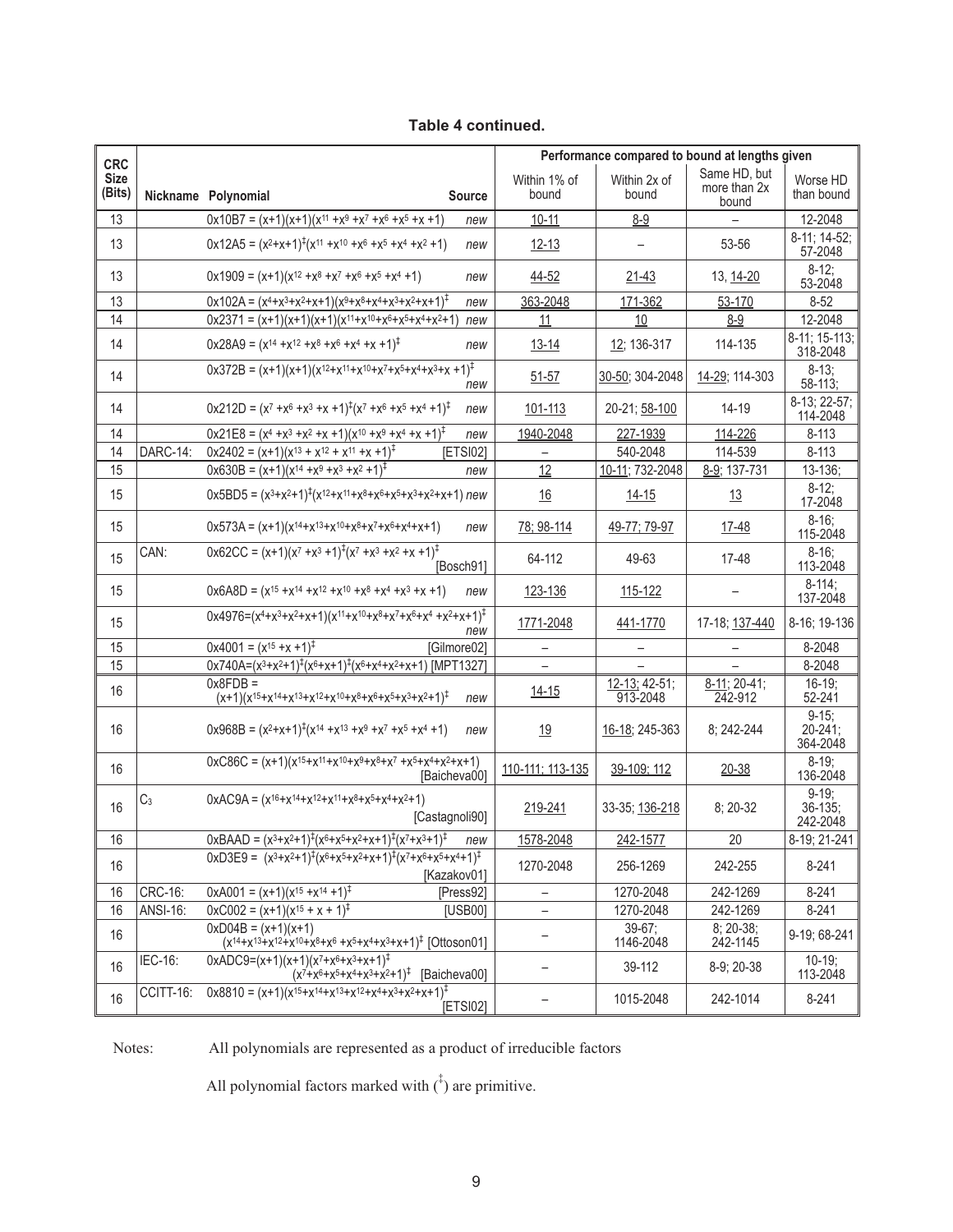**Table 4 continued.**

| CRC Size (Bits) | Nickname | Polynomial | Source | Within 1% of bound | Within 2x of bound | Same HD, but more than 2x bound | Worse HD than bound |
|---|---|---|---|---|---|---|---|
| | | | | Performance compared to bound at lengths given | | | |
| 13 | | 0x10B7 = $(x+1)(x+1)(x^{11}+x^9+x^7+x^6+x^5+x+1)$ | new | 10-11 | 8-9 | – | 12-2048 |
| 13 | | 0x12A5 = $(x^2+x+1)^‡(x^{11}+x^{10}+x^6+x^5+x^4+x^2+1)$ | new | 12-13 | – | 53-56 | 8-11; 14-52; 57-2048 |
| 13 | | 0x1909 = $(x+1)(x^{12}+x^8+x^7+x^6+x^5+x^4+1)$ | new | 44-52 | 21-43 | 13, 14-20 | 8-12; 53-2048 |
| 13 | | 0x102A = $(x^4+x^3+x^2+x+1)(x^9+x^8+x^4+x^3+x^2+x+1)^‡$ | new | 363-2048 | 171-362 | 53-170 | 8-52 |
| 14 | | 0x2371 = $(x+1)(x+1)(x+1)(x^{11}+x^{10}+x^6+x^5+x^4+x^2+1)$ | new | 11 | 10 | 8-9 | 12-2048 |
| 14 | | 0x28A9 = $(x^{14}+x^{12}+x^8+x^6+x^4+x+1)^‡$ | new | 13-14 | 12; 136-317 | 114-135 | 8-11; 15-113; 318-2048 |
| 14 | | 0x372B = $(x+1)(x+1)(x^{12}+x^{11}+x^{10}+x^7+x^5+x^4+x^3+x+1)^‡$ | new | 51-57 | 30-50; 304-2048 | 14-29; 114-303 | 8-13; 58-113; |
| 14 | | 0x212D = $(x^7+x^6+x^3+x+1)^‡(x^7+x^6+x^5+x^4+1)^‡$ | new | 101-113 | 20-21; 58-100 | 14-19 | 8-13; 22-57; 114-2048 |
| 14 | | 0x21E8 = $(x^4+x^3+x^2+x+1)(x^{10}+x^9+x^4+x+1)^‡$ | new | 1940-2048 | 227-1939 | 114-226 | 8-113 |
| 14 | DARC-14: | 0x2402 = $(x+1)(x^{13}+x^{12}+x^{11}+x+1)^‡$ | [ETSI02] | – | 540-2048 | 114-539 | 8-113 |
| 15 | | 0x630B = $(x+1)(x^{14}+x^9+x^3+x^2+1)^‡$ | new | 12 | 10-11; 732-2048 | 8-9; 137-731 | 13-136; |
| 15 | | 0x5BD5 = $(x^3+x^2+1)^‡(x^{12}+x^{11}+x^8+x^6+x^5+x^3+x^2+x+1)$ | new | 16 | 14-15 | 13 | 8-12; 17-2048 |
| 15 | | 0x573A = $(x+1)(x^{14}+x^{13}+x^{10}+x^8+x^7+x^6+x^4+x+1)$ | new | 78; 98-114 | 49-77; 79-97 | 17-48 | 8-16; 115-2048 |
| 15 | CAN: | 0x62CC = $(x+1)(x^7+x^3+1)^‡(x^7+x^3+x^2+x+1)^‡$ | [Bosch91] | 64-112 | 49-63 | 17-48 | 8-16; 113-2048 |
| 15 | | 0x6A8D = $(x^{15}+x^{14}+x^{12}+x^{10}+x^8+x^4+x^3+x+1)$ | new | 123-136 | 115-122 | – | 8-114; 137-2048 |
| 15 | | 0x4976=$(x^4+x^3+x^2+x+1)(x^{11}+x^{10}+x^8+x^7+x^6+x^4+x^2+x+1)^‡$ | new | 1771-2048 | 441-1770 | 17-18; 137-440 | 8-16; 19-136 |
| 15 | | 0x4001 = $(x^{15}+x+1)^‡$ | [Gilmore02] | – | – | – | 8-2048 |
| 15 | | 0x740A=$(x^3+x^2+1)^‡(x^6+x+1)^‡(x^6+x^4+x^2+x+1)$ | [MPT1327] | – | – | – | 8-2048 |
| 16 | | 0x8FDB = $(x+1)(x^{15}+x^{14}+x^{13}+x^{12}+x^{10}+x^8+x^6+x^5+x^3+x^2+1)^‡$ | new | 14-15 | 12-13; 42-51; 913-2048 | 8-11; 20-41; 242-912 | 16-19; 52-241 |
| 16 | | 0x968B = $(x^2+x+1)^‡(x^{14}+x^{13}+x^9+x^7+x^5+x^4+1)$ | new | 19 | 16-18; 245-363 | 8; 242-244 | 9-15; 20-241; 364-2048 |
| 16 | | 0xC86C = $(x+1)(x^{15}+x^{11}+x^{10}+x^9+x^8+x^7+x^5+x^4+x^2+x+1)$ | [Baicheva00] | 110-111; 113-135 | 39-109; 112 | 20-38 | 8-19; 136-2048 |
| 16 | $C_3$ | 0xAC9A = $(x^{16}+x^{14}+x^{12}+x^{11}+x^8+x^5+x^4+x^2+1)$ | [Castagnoli90] | 219-241 | 33-35; 136-218 | 8; 20-32 | 9-19; 36-135; 242-2048 |
| 16 | | 0xBAAD = $(x^3+x^2+1)^‡(x^6+x^5+x^2+x+1)^‡(x^7+x^3+1)^‡$ | new | 1578-2048 | 242-1577 | 20 | 8-19; 21-241 |
| 16 | | 0xD3E9 = $(x^3+x^2+1)^‡(x^6+x^5+x^2+x+1)^‡(x^7+x^6+x^5+x^4+1)^‡$ | [Kazakov01] | 1270-2048 | 256-1269 | 242-255 | 8-241 |
| 16 | CRC-16: | 0xA001 = $(x+1)(x^{15}+x^{14}+1)^‡$ | [Press92] | – | 1270-2048 | 242-1269 | 8-241 |
| 16 | ANSI-16: | 0xC002 = $(x+1)(x^{15}+x+1)^‡$ | [USB00] | – | 1270-2048 | 242-1269 | 8-241 |
| 16 | | 0xD04B = $(x+1)(x+1)(x^{14}+x^{13}+x^{12}+x^{10}+x^8+x^6+x^5+x^4+x^3+x+1)^‡$ | [Ottoson01] | – | 39-67; 1146-2048 | 8; 20-38; 242-1145 | 9-19; 68-241 |
| 16 | IEC-16: | 0xADC9=$(x+1)(x+1)(x^7+x^6+x^3+x+1)^‡(x^7+x^6+x^5+x^4+x^3+x^2+1)^‡$ | [Baicheva00] | – | 39-112 | 8-9; 20-38 | 10-19; 113-2048 |
| 16 | CCITT-16: | 0x8810 = $(x+1)(x^{15}+x^{14}+x^{13}+x^{12}+x^4+x^3+x^2+x+1)^‡$ | [ETSI02] | – | 1015-2048 | 242-1014 | 8-241 |

Notes: All polynomials are represented as a product of irreducible factors

All polynomial factors marked with (‡) are primitive.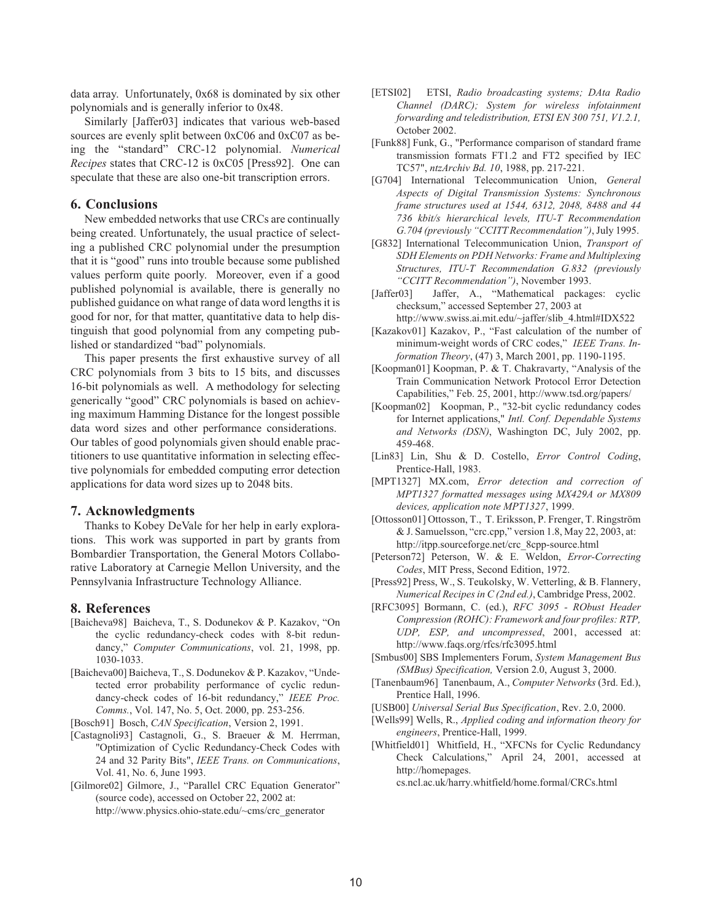data array. Unfortunately, 0x68 is dominated by six other polynomials and is generally inferior to 0x48.

Similarly [Jaffer03] indicates that various web-based sources are evenly split between 0xC06 and 0xC07 as being the "standard" CRC-12 polynomial. *Numerical Recipes* states that CRC-12 is 0xC05 [Press92]. One can speculate that these are also one-bit transcription errors.

## 6. Conclusions

New embedded networks that use CRCs are continually being created. Unfortunately, the usual practice of selecting a published CRC polynomial under the presumption that it is "good" runs into trouble because some published values perform quite poorly. Moreover, even if a good published polynomial is available, there is generally no published guidance on what range of data word lengths it is good for nor, for that matter, quantitative data to help distinguish that good polynomial from any competing published or standardized "bad" polynomials.

This paper presents the first exhaustive survey of all CRC polynomials from 3 bits to 15 bits, and discusses 16-bit polynomials as well. A methodology for selecting generically "good" CRC polynomials is based on achieving maximum Hamming Distance for the longest possible data word sizes and other performance considerations. Our tables of good polynomials given should enable practitioners to use quantitative information in selecting effective polynomials for embedded computing error detection applications for data word sizes up to 2048 bits.

## 7. Acknowledgments

Thanks to Kobey DeVale for her help in early explorations. This work was supported in part by grants from Bombardier Transportation, the General Motors Collaborative Laboratory at Carnegie Mellon University, and the Pennsylvania Infrastructure Technology Alliance.

## 8. References

[Baicheva98] Baicheva, T., S. Dodunekov & P. Kazakov, "On the cyclic redundancy-check codes with 8-bit redundancy," *Computer Communications*, vol. 21, 1998, pp. 1030-1033.

[Baicheva00] Baicheva, T., S. Dodunekov & P. Kazakov, "Undetected error probability performance of cyclic redundancy-check codes of 16-bit redundancy," *IEEE Proc. Comms.*, Vol. 147, No. 5, Oct. 2000, pp. 253-256.

[Bosch91] Bosch, *CAN Specification*, Version 2, 1991.

[Castagnoli93] Castagnoli, G., S. Braeuer & M. Herrman, "Optimization of Cyclic Redundancy-Check Codes with 24 and 32 Parity Bits", *IEEE Trans. on Communications*, Vol. 41, No. 6, June 1993.

[Gilmore02] Gilmore, J., "Parallel CRC Equation Generator" (source code), accessed on October 22, 2002 at: http://www.physics.ohio-state.edu/~cms/crc_generator

[ETSI02] ETSI, *Radio broadcasting systems; DAta Radio Channel (DARC); System for wireless infotainment forwarding and teledistribution, ETSI EN 300 751, V1.2.1,* October 2002.

[Funk88] Funk, G., "Performance comparison of standard frame transmission formats FT1.2 and FT2 specified by IEC TC57", *ntzArchiv Bd. 10*, 1988, pp. 217-221.

[G704] International Telecommunication Union, *General Aspects of Digital Transmission Systems: Synchronous frame structures used at 1544, 6312, 2048, 8488 and 44 736 kbit/s hierarchical levels, ITU-T Recommendation G.704 (previously "CCITT Recommendation")*, July 1995.

[G832] International Telecommunication Union, *Transport of SDH Elements on PDH Networks: Frame and Multiplexing Structures, ITU-T Recommendation G.832 (previously "CCITT Recommendation")*, November 1993.

[Jaffer03] Jaffer, A., "Mathematical packages: cyclic checksum," accessed September 27, 2003 at http://www.swiss.ai.mit.edu/~jaffer/slib_4.html#IDX522

[Kazakov01] Kazakov, P., "Fast calculation of the number of minimum-weight words of CRC codes," *IEEE Trans. Information Theory*, (47) 3, March 2001, pp. 1190-1195.

[Koopman01] Koopman, P. & T. Chakravarty, "Analysis of the Train Communication Network Protocol Error Detection Capabilities," Feb. 25, 2001, http://www.tsd.org/papers/

[Koopman02] Koopman, P., "32-bit cyclic redundancy codes for Internet applications," *Intl. Conf. Dependable Systems and Networks (DSN)*, Washington DC, July 2002, pp. 459-468.

[Lin83] Lin, Shu & D. Costello, *Error Control Coding*, Prentice-Hall, 1983.

[MPT1327] MX.com, *Error detection and correction of MPT1327 formatted messages using MX429A or MX809 devices, application note MPT1327*, 1999.

[Ottosson01] Ottosson, T., T. Eriksson, P. Frenger, T. Ringström & J. Samuelsson, "crc.cpp," version 1.8, May 22, 2003, at: http://itpp.sourceforge.net/crc_8cpp-source.html

[Peterson72] Peterson, W. & E. Weldon, *Error-Correcting Codes*, MIT Press, Second Edition, 1972.

[Press92] Press, W., S. Teukolsky, W. Vetterling, & B. Flannery, *Numerical Recipes in C (2nd ed.)*, Cambridge Press, 2002.

[RFC3095] Bormann, C. (ed.), *RFC 3095 - RObust Header Compression (ROHC): Framework and four profiles: RTP, UDP, ESP, and uncompressed*, 2001, accessed at: http://www.faqs.org/rfcs/rfc3095.html

[Smbus00] SBS Implementers Forum, *System Management Bus (SMBus) Specification,* Version 2.0, August 3, 2000.

[Tanenbaum96] Tanenbaum, A., *Computer Networks* (3rd. Ed.), Prentice Hall, 1996.

[USB00] *Universal Serial Bus Specification*, Rev. 2.0, 2000.

[Wells99] Wells, R., *Applied coding and information theory for engineers*, Prentice-Hall, 1999.

[Whitfield01] Whitfield, H., "XFCNs for Cyclic Redundancy Check Calculations," April 24, 2001, accessed at http://homepages.cs.ncl.ac.uk/harry.whitfield/home.formal/CRCs.html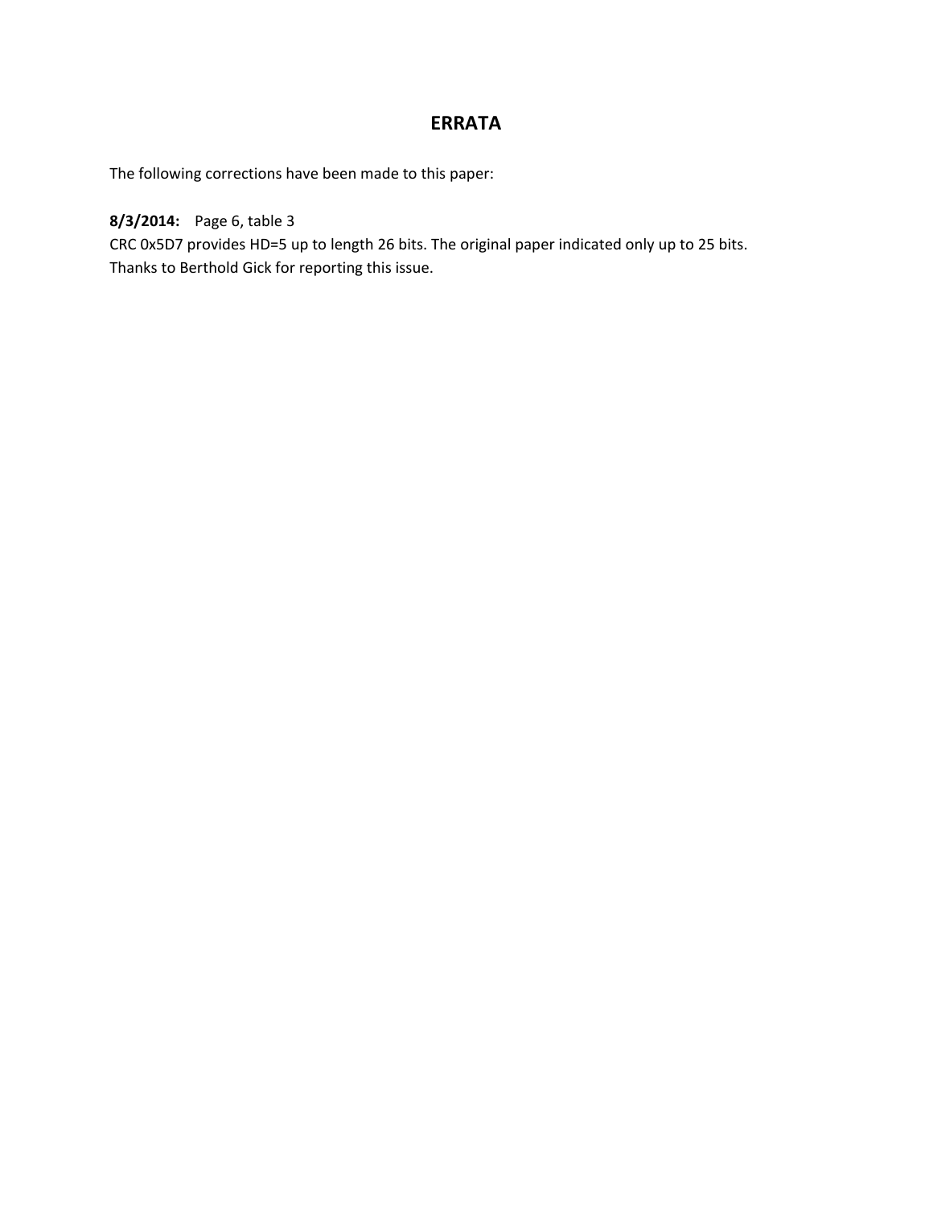# ERRATA

The following corrections have been made to this paper:

**8/3/2014:** Page 6, table 3
CRC 0x5D7 provides HD=5 up to length 26 bits. The original paper indicated only up to 25 bits.
Thanks to Berthold Gick for reporting this issue.